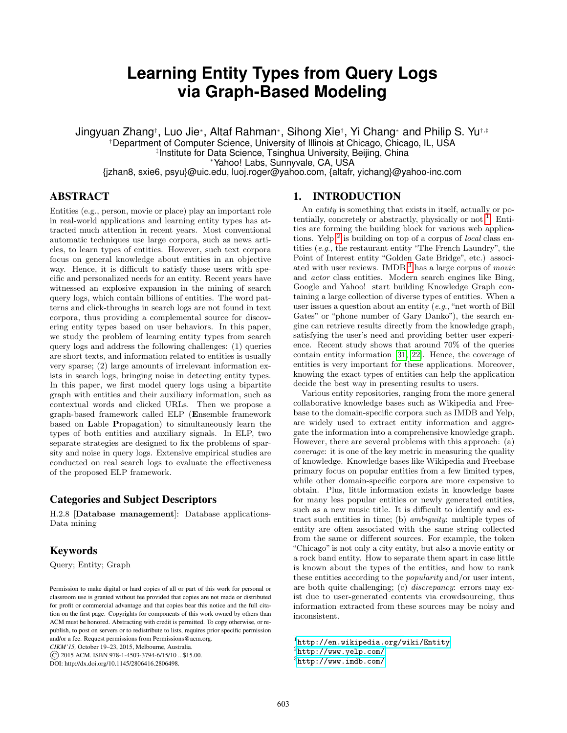# Learning Entity Types from Query Logs via Graph-Based Modeling

Jingyuan Zhang[†], Luo Jie[*], Altaf Rahman[*], Sihong Xie[†], Yi Chang[*] and Philip S. Yu[†,‡]

[†]Department of Computer Science, University of Illinois at Chicago, Chicago, IL, USA
[‡]Institute for Data Science, Tsinghua University, Beijing, China
[*]Yahoo! Labs, Sunnyvale, CA, USA
{jzhan8, sxie6, psyu}@uic.edu, luoj.roger@yahoo.com, {altafr, yichang}@yahoo-inc.com

## ABSTRACT

Entities (e.g., person, movie or place) play an important role in real-world applications and learning entity types has attracted much attention in recent years. Most conventional automatic techniques use large corpora, such as news articles, to learn types of entities. However, such text corpora focus on general knowledge about entities in an objective way. Hence, it is difficult to satisfy those users with specific and personalized needs for an entity. Recent years have witnessed an explosive expansion in the mining of search query logs, which contain billions of entities. The word patterns and click-throughs in search logs are not found in text corpora, thus providing a complemental source for discovering entity types based on user behaviors. In this paper, we study the problem of learning entity types from search query logs and address the following challenges: (1) queries are short texts, and information related to entities is usually very sparse; (2) large amounts of irrelevant information exists in search logs, bringing noise in detecting entity types. In this paper, we first model query logs using a bipartite graph with entities and their auxiliary information, such as contextual words and clicked URLs. Then we propose a graph-based framework called ELP (**E**nsemble framework based on **L**able **P**ropagation) to simultaneously learn the types of both entities and auxiliary signals. In ELP, two separate strategies are designed to fix the problems of sparsity and noise in query logs. Extensive empirical studies are conducted on real search logs to evaluate the effectiveness of the proposed ELP framework.

### Categories and Subject Descriptors

H.2.8 [**Database management**]: Database applications-Data mining

### Keywords

Query; Entity; Graph

Permission to make digital or hard copies of all or part of this work for personal or classroom use is granted without fee provided that copies are not made or distributed for profit or commercial advantage and that copies bear this notice and the full citation on the first page. Copyrights for components of this work owned by others than ACM must be honored. Abstracting with credit is permitted. To copy otherwise, or republish, to post on servers or to redistribute to lists, requires prior specific permission and/or a fee. Request permissions from Permissions@acm.org.
*CIKM'15,* October 19–23, 2015, Melbourne, Australia.
© 2015 ACM. ISBN 978-1-4503-3794-6/15/10 ...$15.00.
DOI: http://dx.doi.org/10.1145/2806416.2806498.

## 1. INTRODUCTION

An *entity* is something that exists in itself, actually or potentially, concretely or abstractly, physically or not [1]. Entities are forming the building block for various web applications. Yelp [2] is building on top of a corpus of *local* class entities (*e.g.*, the restaurant entity "The French Laundry", the Point of Interest entity "Golden Gate Bridge", etc.) associated with user reviews. IMDB [3] has a large corpus of *movie* and *actor* class entities. Modern search engines like Bing, Google and Yahoo! start building Knowledge Graph containing a large collection of diverse types of entities. When a user issues a question about an entity (*e.g.*, "net worth of Bill Gates" or "phone number of Gary Danko"), the search engine can retrieve results directly from the knowledge graph, satisfying the user's need and providing better user experience. Recent study shows that around 70% of the queries contain entity information [31, 22]. Hence, the coverage of entities is very important for these applications. Moreover, knowing the exact types of entities can help the application decide the best way in presenting results to users.

Various entity repositories, ranging from the more general collaborative knowledge bases such as Wikipedia and Freebase to the domain-specific corpora such as IMDB and Yelp, are widely used to extract entity information and aggregate the information into a comprehensive knowledge graph. However, there are several problems with this approach: (a) *coverage*: it is one of the key metric in measuring the quality of knowledge. Knowledge bases like Wikipedia and Freebase primary focus on popular entities from a few limited types, while other domain-specific corpora are more expensive to obtain. Plus, little information exists in knowledge bases for many less popular entities or newly generated entities, such as a new music title. It is difficult to identify and extract such entities in time; (b) *ambiguity*: multiple types of entity are often associated with the same string collected from the same or different sources. For example, the token "Chicago" is not only a city entity, but also a movie entity or a rock band entity. How to separate them apart in case little is known about the types of the entities, and how to rank these entities according to the *popularity* and/or user intent, are both quite challenging; (c) *discrepancy*: errors may exist due to user-generated contents via crowdsourcing, thus information extracted from these sources may be noisy and inconsistent.

[1]http://en.wikipedia.org/wiki/Entity
[2]http://www.yelp.com/
[3]http://www.imdb.com/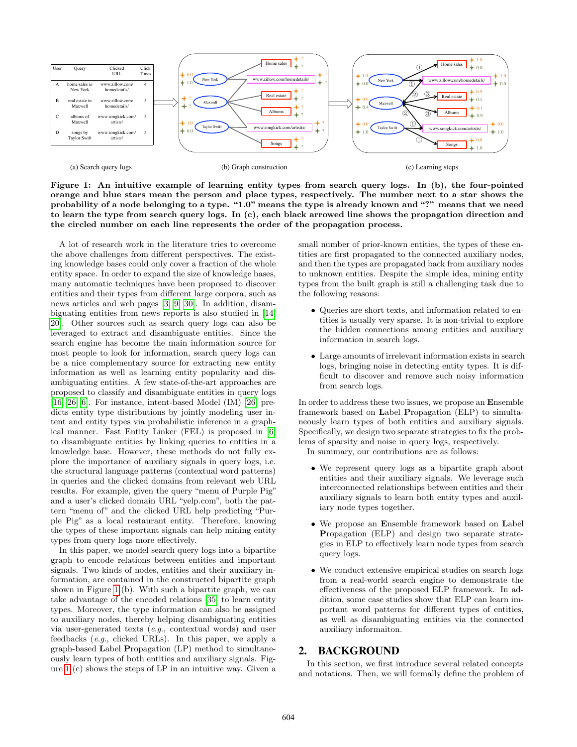| User | Query | Clicked URL | Click Times |
|---|---|---|---|
| A | home sales in New York | www.zillow.com/homedetails/ | 4 |
| B | real estate in Maxwell | www.zillow.com/homedetails/ | 5 |
| C | albums of Maxwell | www.songkick.com/artists/ | 3 |
| D | songs by Taylor Swift | www.songkick.com/artists/ | 5 |

(a) Search query logs

(b) Graph construction

(c) Learning steps

**Figure 1: An intuitive example of learning entity types from search query logs. In (b), the four-pointed orange and blue stars mean the person and place types, respectively. The number next to a star shows the probability of a node belonging to a type. "1.0" means the type is already known and "?" means that we need to learn the type from search query logs. In (c), each black arrowed line shows the propagation direction and the circled number on each line represents the order of the propagation process.**

A lot of research work in the literature tries to overcome the above challenges from different perspectives. The existing knowledge bases could only cover a fraction of the whole entity space. In order to expand the size of knowledge bases, many automatic techniques have been proposed to discover entities and their types from different large corpora, such as news articles and web pages [3, 9, 30]. In addition, disambiguating entities from news reports is also studied in [14, 20]. Other sources such as search query logs can also be leveraged to extract and disambiguate entities. Since the search engine has become the main information source for most people to look for information, search query logs can be a nice complementary source for extracting new entity information as well as learning entity popularity and disambiguating entities. A few state-of-the-art approaches are proposed to classify and disambiguate entities in query logs [16, 26, 6]. For instance, intent-based Model (IM) [26] predicts entity type distributions by jointly modeling user intent and entity types via probabilistic inference in a graphical manner. Fast Entity Linker (FEL) is proposed in [6] to disambiguate entities by linking queries to entities in a knowledge base. However, these methods do not fully explore the importance of auxiliary signals in query logs, i.e. the structural language patterns (contextual word patterns) in queries and the clicked domains from relevant web URL results. For example, given the query "menu of Purple Pig" and a user's clicked domain URL "yelp.com", both the pattern "menu of" and the clicked URL help predicting "Purple Pig" as a local restaurant entity. Therefore, knowing the types of these important signals can help mining entity types from query logs more effectively.

In this paper, we model search query logs into a bipartite graph to encode relations between entities and important signals. Two kinds of nodes, entities and their auxiliary information, are contained in the constructed bipartite graph shown in Figure 1 (b). With such a bipartite graph, we can take advantage of the encoded relations [35] to learn entity types. Moreover, the type information can also be assigned to auxiliary nodes, thereby helping disambiguating entities via user-generated texts (*e.g.*, contextual words) and user feedbacks (*e.g.*, clicked URLs). In this paper, we apply a graph-based **L**abel **P**ropagation (LP) method to simultaneously learn types of both entities and auxiliary signals. Figure 1 (c) shows the steps of LP in an intuitive way. Given a small number of prior-known entities, the types of these entities are first propagated to the connected auxiliary nodes, and then the types are propagated back from auxiliary nodes to unknown entities. Despite the simple idea, mining entity types from the built graph is still a challenging task due to the following reasons:

- Queries are short texts, and information related to entities is usually very sparse. It is non-trivial to explore the hidden connections among entities and auxiliary information in search logs.
- Large amounts of irrelevant information exists in search logs, bringing noise in detecting entity types. It is difficult to discover and remove such noisy information from search logs.

In order to address these two issues, we propose an **E**nsemble framework based on **L**abel **P**ropagation (ELP) to simultaneously learn types of both entities and auxiliary signals. Specifically, we design two separate strategies to fix the problems of sparsity and noise in query logs, respectively.

In summary, our contributions are as follows:

- We represent query logs as a bipartite graph about entities and their auxiliary signals. We leverage such interconnected relationships between entities and their auxiliary signals to learn both entity types and auxiliary node types together.
- We propose an **E**nsemble framework based on **L**abel **P**ropagation (ELP) and design two separate strategies in ELP to effectively learn node types from search query logs.
- We conduct extensive empirical studies on search logs from a real-world search engine to demonstrate the effectiveness of the proposed ELP framework. In addition, some case studies show that ELP can learn important word patterns for different types of entities, as well as disambiguating entities via the connected auxiliary informaiton.

## 2. BACKGROUND

In this section, we first introduce several related concepts and notations. Then, we will formally define the problem of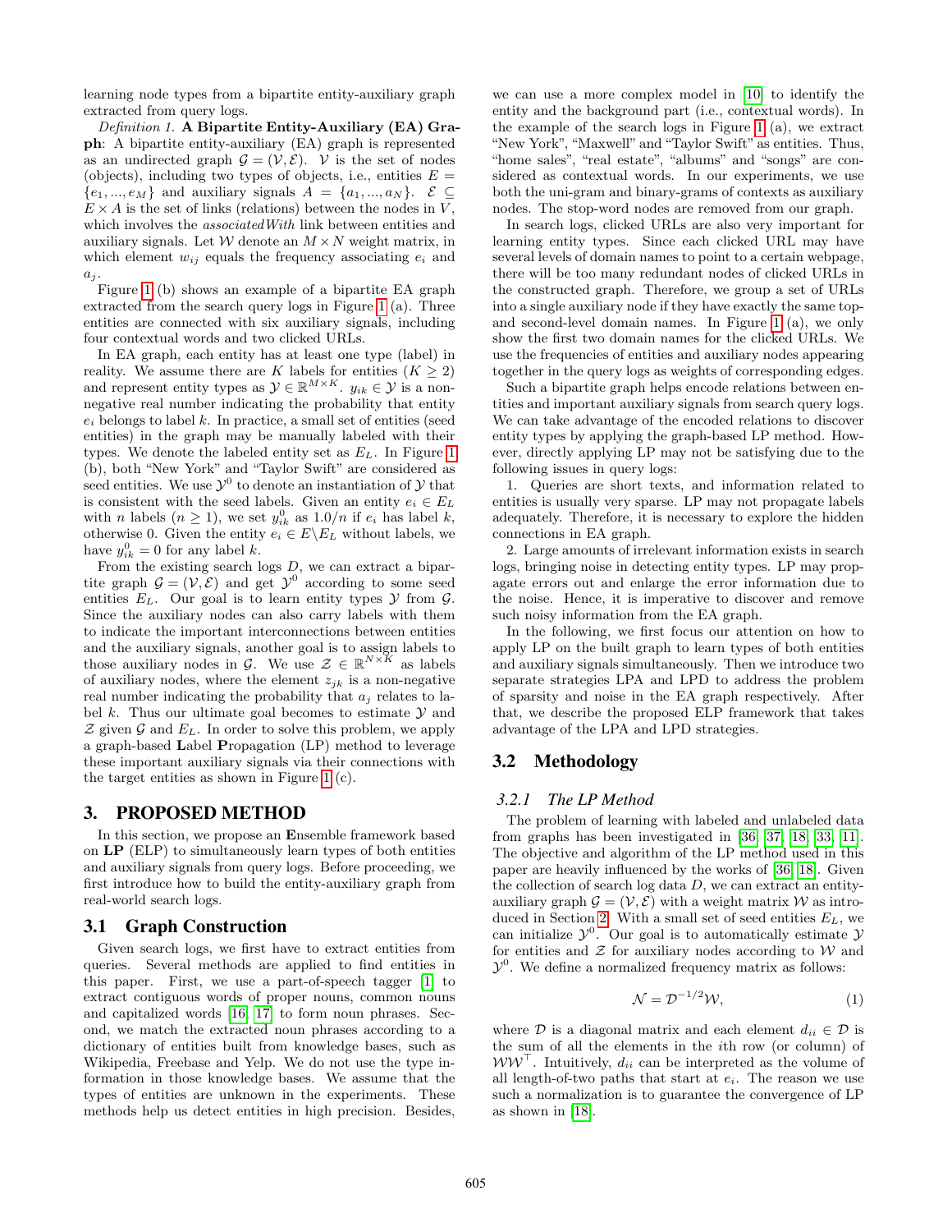learning node types from a bipartite entity-auxiliary graph extracted from query logs.

*Definition 1.* **A Bipartite Entity-Auxiliary (EA) Graph**: A bipartite entity-auxiliary (EA) graph is represented as an undirected graph $\mathcal{G} = (\mathcal{V}, \mathcal{E})$. $\mathcal{V}$ is the set of nodes (objects), including two types of objects, i.e., entities $E = \{e_1, ..., e_M\}$ and auxiliary signals $A = \{a_1, ..., a_N\}$. $\mathcal{E} \subseteq E \times A$ is the set of links (relations) between the nodes in $V$, which involves the *associatedWith* link between entities and auxiliary signals. Let $\mathcal{W}$ denote an $M \times N$ weight matrix, in which element $w_{ij}$ equals the frequency associating $e_i$ and $a_j$.

Figure 1 (b) shows an example of a bipartite EA graph extracted from the search query logs in Figure 1 (a). Three entities are connected with six auxiliary signals, including four contextual words and two clicked URLs.

In EA graph, each entity has at least one type (label) in reality. We assume there are $K$ labels for entities ($K \geq 2$) and represent entity types as $\mathcal{Y} \in \mathbb{R}^{M \times K}$. $y_{ik} \in \mathcal{Y}$ is a non-negative real number indicating the probability that entity $e_i$ belongs to label $k$. In practice, a small set of entities (seed entities) in the graph may be manually labeled with their types. We denote the labeled entity set as $E_L$. In Figure 1 (b), both "New York" and "Taylor Swift" are considered as seed entities. We use $\mathcal{Y}^0$ to denote an instantiation of $\mathcal{Y}$ that is consistent with the seed labels. Given an entity $e_i \in E_L$ with $n$ labels ($n \geq 1$), we set $y^0_{ik}$ as $1.0/n$ if $e_i$ has label $k$, otherwise 0. Given the entity $e_i \in E \backslash E_L$ without labels, we have $y^0_{ik} = 0$ for any label $k$.

From the existing search logs $D$, we can extract a bipartite graph $\mathcal{G} = (\mathcal{V}, \mathcal{E})$ and get $\mathcal{Y}^0$ according to some seed entities $E_L$. Our goal is to learn entity types $\mathcal{Y}$ from $\mathcal{G}$. Since the auxiliary nodes can also carry labels with them to indicate the important interconnections between entities and the auxiliary signals, another goal is to assign labels to those auxiliary nodes in $\mathcal{G}$. We use $\mathcal{Z} \in \mathbb{R}^{N \times K}$ as labels of auxiliary nodes, where the element $z_{jk}$ is a non-negative real number indicating the probability that $a_j$ relates to label $k$. Thus our ultimate goal becomes to estimate $\mathcal{Y}$ and $\mathcal{Z}$ given $\mathcal{G}$ and $E_L$. In order to solve this problem, we apply a graph-based **L**abel **P**ropagation (LP) method to leverage these important auxiliary signals via their connections with the target entities as shown in Figure 1 (c).

## 3. PROPOSED METHOD

In this section, we propose an **E**nsemble framework based on **LP** (ELP) to simultaneously learn types of both entities and auxiliary signals from query logs. Before proceeding, we first introduce how to build the entity-auxiliary graph from real-world search logs.

### 3.1 Graph Construction

Given search logs, we first have to extract entities from queries. Several methods are applied to find entities in this paper. First, we use a part-of-speech tagger [1] to extract contiguous words of proper nouns, common nouns and capitalized words [16, 17] to form noun phrases. Second, we match the extracted noun phrases according to a dictionary of entities built from knowledge bases, such as Wikipedia, Freebase and Yelp. We do not use the type information in those knowledge bases. We assume that the types of entities are unknown in the experiments. These methods help us detect entities in high precision. Besides, we can use a more complex model in [10] to identify the entity and the background part (i.e., contextual words). In the example of the search logs in Figure 1 (a), we extract "New York", "Maxwell" and "Taylor Swift" as entities. Thus, "home sales", "real estate", "albums" and "songs" are considered as contextual words. In our experiments, we use both the uni-gram and binary-grams of contexts as auxiliary nodes. The stop-word nodes are removed from our graph.

In search logs, clicked URLs are also very important for learning entity types. Since each clicked URL may have several levels of domain names to point to a certain webpage, there will be too many redundant nodes of clicked URLs in the constructed graph. Therefore, we group a set of URLs into a single auxiliary node if they have exactly the same top- and second-level domain names. In Figure 1 (a), we only show the first two domain names for the clicked URLs. We use the frequencies of entities and auxiliary nodes appearing together in the query logs as weights of corresponding edges.

Such a bipartite graph helps encode relations between entities and important auxiliary signals from search query logs. We can take advantage of the encoded relations to discover entity types by applying the graph-based LP method. However, directly applying LP may not be satisfying due to the following issues in query logs:

1. Queries are short texts, and information related to entities is usually very sparse. LP may not propagate labels adequately. Therefore, it is necessary to explore the hidden connections in EA graph.

2. Large amounts of irrelevant information exists in search logs, bringing noise in detecting entity types. LP may propagate errors out and enlarge the error information due to the noise. Hence, it is imperative to discover and remove such noisy information from the EA graph.

In the following, we first focus our attention on how to apply LP on the built graph to learn types of both entities and auxiliary signals simultaneously. Then we introduce two separate strategies LPA and LPD to address the problem of sparsity and noise in the EA graph respectively. After that, we describe the proposed ELP framework that takes advantage of the LPA and LPD strategies.

### 3.2 Methodology

#### 3.2.1 *The LP Method*

The problem of learning with labeled and unlabeled data from graphs has been investigated in [36, 37, 18, 33, 11]. The objective and algorithm of the LP method used in this paper are heavily influenced by the works of [36, 18]. Given the collection of search log data $D$, we can extract an entity-auxiliary graph $\mathcal{G} = (\mathcal{V}, \mathcal{E})$ with a weight matrix $\mathcal{W}$ as introduced in Section 2. With a small set of seed entities $E_L$, we can initialize $\mathcal{Y}^0$. Our goal is to automatically estimate $\mathcal{Y}$ for entities and $\mathcal{Z}$ for auxiliary nodes according to $\mathcal{W}$ and $\mathcal{Y}^0$. We define a normalized frequency matrix as follows:

$$\mathcal{N} = \mathcal{D}^{-1/2}\mathcal{W}, \tag{1}$$

where $\mathcal{D}$ is a diagonal matrix and each element $d_{ii} \in \mathcal{D}$ is the sum of all the elements in the $i$th row (or column) of $\mathcal{W}\mathcal{W}^\top$. Intuitively, $d_{ii}$ can be interpreted as the volume of all length-of-two paths that start at $e_i$. The reason we use such a normalization is to guarantee the convergence of LP as shown in [18].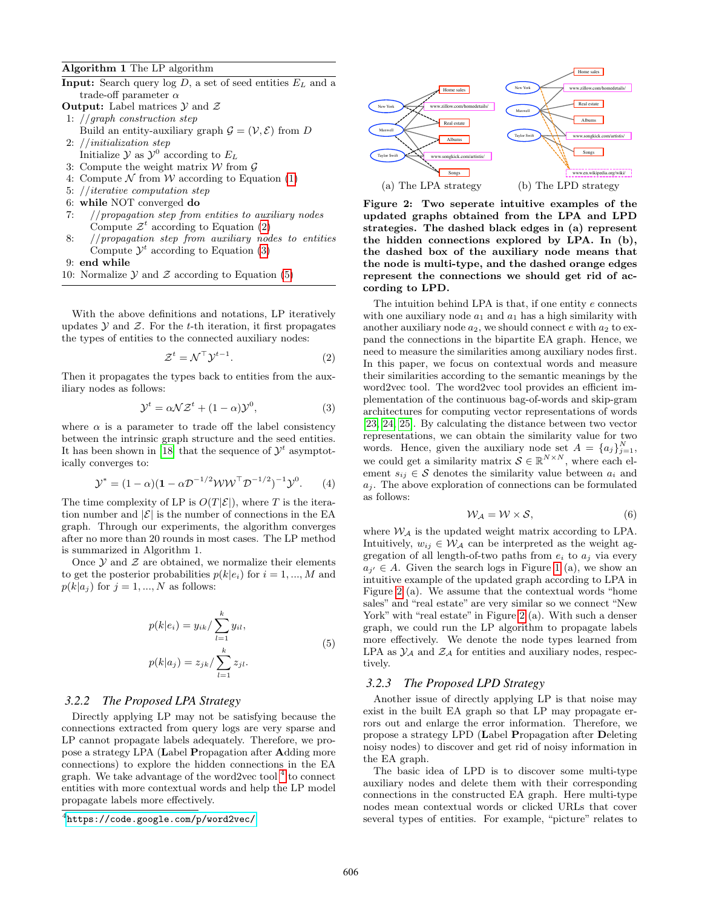**Algorithm 1** The LP algorithm

**Input:** Search query log $D$, a set of seed entities $E_L$ and a trade-off parameter $\alpha$
**Output:** Label matrices $\mathcal{Y}$ and $\mathcal{Z}$
1: *//graph construction step*
   Build an entity-auxiliary graph $\mathcal{G} = (\mathcal{V}, \mathcal{E})$ from $D$
2: *//initialization step*
   Initialize $\mathcal{Y}$ as $\mathcal{Y}^0$ according to $E_L$
3: Compute the weight matrix $\mathcal{W}$ from $\mathcal{G}$
4: Compute $\mathcal{N}$ from $\mathcal{W}$ according to Equation (1)
5: *//iterative computation step*
6: **while** NOT converged **do**
7: *//propagation step from entities to auxiliary nodes*
   Compute $\mathcal{Z}^t$ according to Equation (2)
8: *//propagation step from auxiliary nodes to entities*
   Compute $\mathcal{Y}^t$ according to Equation (3)
9: **end while**
10: Normalize $\mathcal{Y}$ and $\mathcal{Z}$ according to Equation (5)

With the above definitions and notations, LP iteratively updates $\mathcal{Y}$ and $\mathcal{Z}$. For the $t$-th iteration, it first propagates the types of entities to the connected auxiliary nodes:

$$\mathcal{Z}^t = \mathcal{N}^\top \mathcal{Y}^{t-1}. \tag{2}$$

Then it propagates the types back to entities from the auxiliary nodes as follows:

$$\mathcal{Y}^t = \alpha \mathcal{N} \mathcal{Z}^t + (1-\alpha)\mathcal{Y}^0, \tag{3}$$

where $\alpha$ is a parameter to trade off the label consistency between the intrinsic graph structure and the seed entities. It has been shown in [18] that the sequence of $\mathcal{Y}^t$ asymptotically converges to:

$$\mathcal{Y}^* = (1-\alpha)(\mathbf{1} - \alpha \mathcal{D}^{-1/2}\mathcal{W}\mathcal{W}^\top \mathcal{D}^{-1/2})^{-1}\mathcal{Y}^0. \tag{4}$$

The time complexity of LP is $O(T|\mathcal{E}|)$, where $T$ is the iteration number and $|\mathcal{E}|$ is the number of connections in the EA graph. Through our experiments, the algorithm converges after no more than 20 rounds in most cases. The LP method is summarized in Algorithm 1.

Once $\mathcal{Y}$ and $\mathcal{Z}$ are obtained, we normalize their elements to get the posterior probabilities $p(k|e_i)$ for $i = 1, ..., M$ and $p(k|a_j)$ for $j = 1, ..., N$ as follows:

$$\begin{aligned} p(k|e_i) &= y_{ik} / \sum_{l=1}^{k} y_{il}, \\ p(k|a_j) &= z_{jk} / \sum_{l=1}^{k} z_{jl}. \end{aligned} \tag{5}$$

### 3.2.2 The Proposed LPA Strategy

Directly applying LP may not be satisfying because the connections extracted from query logs are very sparse and LP cannot propagate labels adequately. Therefore, we propose a strategy LPA (**L**abel **P**ropagation after **A**dding more connections) to explore the hidden connections in the EA graph. We take advantage of the word2vec tool[4] to connect entities with more contextual words and help the LP model propagate labels more effectively.

[4] https://code.google.com/p/word2vec/

(a) The LPA strategy (b) The LPD strategy

**Figure 2: Two seperate intuitive examples of the updated graphs obtained from the LPA and LPD strategies. The dashed black edges in (a) represent the hidden connections explored by LPA. In (b), the dashed box of the auxiliary node means that the node is multi-type, and the dashed orange edges represent the connections we should get rid of according to LPD.**

The intuition behind LPA is that, if one entity $e$ connects with one auxiliary node $a_1$ and $a_1$ has a high similarity with another auxiliary node $a_2$, we should connect $e$ with $a_2$ to expand the connections in the bipartite EA graph. Hence, we need to measure the similarities among auxiliary nodes first. In this paper, we focus on contextual words and measure their similarities according to the semantic meanings by the word2vec tool. The word2vec tool provides an efficient implementation of the continuous bag-of-words and skip-gram architectures for computing vector representations of words [23, 24, 25]. By calculating the distance between two vector representations, we can obtain the similarity value for two words. Hence, given the auxiliary node set $A = \{a_j\}_{j=1}^N$, we could get a similarity matrix $\mathcal{S} \in \mathbb{R}^{N \times N}$, where each element $s_{ij} \in \mathcal{S}$ denotes the similarity value between $a_i$ and $a_j$. The above exploration of connections can be formulated as follows:

$$\mathcal{W}_\mathcal{A} = \mathcal{W} \times \mathcal{S}, \tag{6}$$

where $\mathcal{W}_\mathcal{A}$ is the updated weight matrix according to LPA. Intuitively, $w_{ij} \in \mathcal{W}_\mathcal{A}$ can be interpreted as the weight aggregation of all length-of-two paths from $e_i$ to $a_j$ via every $a_{j'} \in A$. Given the search logs in Figure 1 (a), we show an intuitive example of the updated graph according to LPA in Figure 2 (a). We assume that the contextual words "home sales" and "real estate" are very similar so we connect "New York" with "real estate" in Figure 2 (a). With such a denser graph, we could run the LP algorithm to propagate labels more effectively. We denote the node types learned from LPA as $\mathcal{Y}_\mathcal{A}$ and $\mathcal{Z}_\mathcal{A}$ for entities and auxiliary nodes, respectively.

### 3.2.3 The Proposed LPD Strategy

Another issue of directly applying LP is that noise may exist in the built EA graph so that LP may propagate errors out and enlarge the error information. Therefore, we propose a strategy LPD (**L**abel **P**ropagation after **D**eleting noisy nodes) to discover and get rid of noisy information in the EA graph.

The basic idea of LPD is to discover some multi-type auxiliary nodes and delete them with their corresponding connections in the constructed EA graph. Here multi-type nodes mean contextual words or clicked URLs that cover several types of entities. For example, "picture" relates to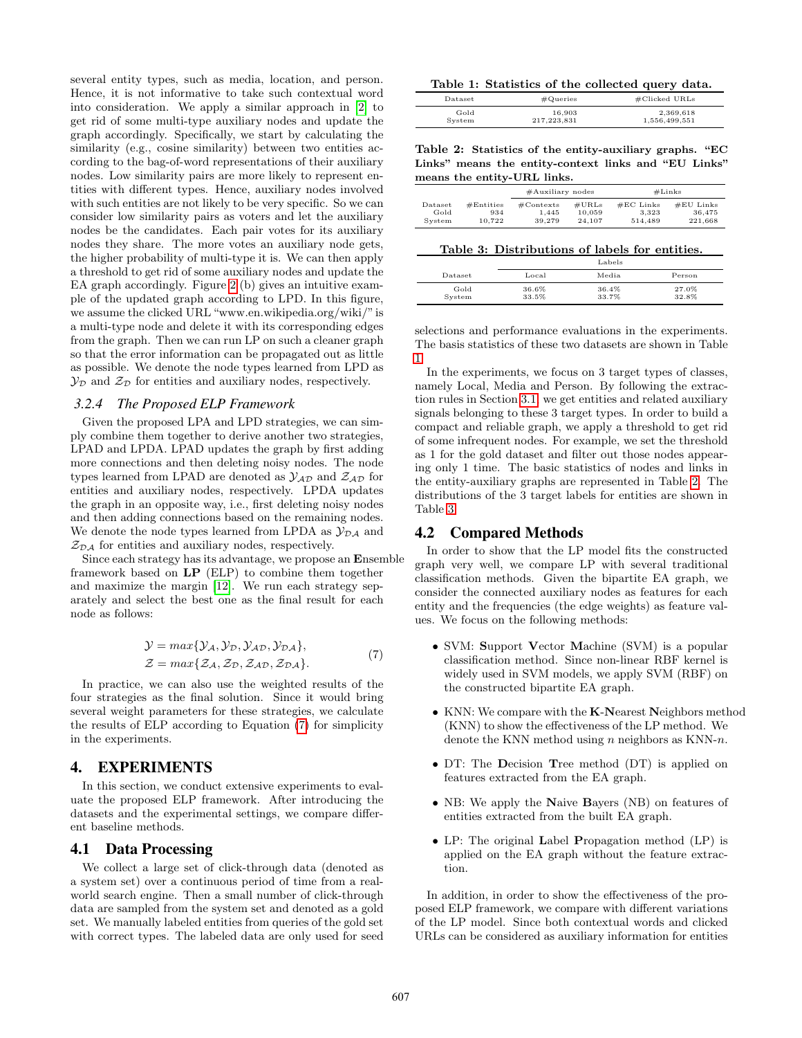several entity types, such as media, location, and person. Hence, it is not informative to take such contextual word into consideration. We apply a similar approach in [2] to get rid of some multi-type auxiliary nodes and update the graph accordingly. Specifically, we start by calculating the similarity (e.g., cosine similarity) between two entities according to the bag-of-word representations of their auxiliary nodes. Low similarity pairs are more likely to represent entities with different types. Hence, auxiliary nodes involved with such entities are not likely to be very specific. So we can consider low similarity pairs as voters and let the auxiliary nodes be the candidates. Each pair votes for its auxiliary nodes they share. The more votes an auxiliary node gets, the higher probability of multi-type it is. We can then apply a threshold to get rid of some auxiliary nodes and update the EA graph accordingly. Figure 2 (b) gives an intuitive example of the updated graph according to LPD. In this figure, we assume the clicked URL "www.en.wikipedia.org/wiki/" is a multi-type node and delete it with its corresponding edges from the graph. Then we can run LP on such a cleaner graph so that the error information can be propagated out as little as possible. We denote the node types learned from LPD as $\mathcal{Y}_{\mathcal{D}}$ and $\mathcal{Z}_{\mathcal{D}}$ for entities and auxiliary nodes, respectively.

### 3.2.4 The Proposed ELP Framework

Given the proposed LPA and LPD strategies, we can simply combine them together to derive another two strategies, LPAD and LPDA. LPAD updates the graph by first adding more connections and then deleting noisy nodes. The node types learned from LPAD are denoted as $\mathcal{Y}_{\mathcal{AD}}$ and $\mathcal{Z}_{\mathcal{AD}}$ for entities and auxiliary nodes, respectively. LPDA updates the graph in an opposite way, i.e., first deleting noisy nodes and then adding connections based on the remaining nodes. We denote the node types learned from LPDA as $\mathcal{Y}_{\mathcal{DA}}$ and $\mathcal{Z}_{\mathcal{DA}}$ for entities and auxiliary nodes, respectively.

Since each strategy has its advantage, we propose an **E**nsemble framework based on **LP** (ELP) to combine them together and maximize the margin [12]. We run each strategy separately and select the best one as the final result for each node as follows:

$$
\begin{aligned}
\mathcal{Y} &= max\{\mathcal{Y}_{\mathcal{A}}, \mathcal{Y}_{\mathcal{D}}, \mathcal{Y}_{\mathcal{AD}}, \mathcal{Y}_{\mathcal{DA}}\}, \\
\mathcal{Z} &= max\{\mathcal{Z}_{\mathcal{A}}, \mathcal{Z}_{\mathcal{D}}, \mathcal{Z}_{\mathcal{AD}}, \mathcal{Z}_{\mathcal{DA}}\}.
\end{aligned}
\tag{7}
$$

In practice, we can also use the weighted results of the four strategies as the final solution. Since it would bring several weight parameters for these strategies, we calculate the results of ELP according to Equation (7) for simplicity in the experiments.

## 4. EXPERIMENTS

In this section, we conduct extensive experiments to evaluate the proposed ELP framework. After introducing the datasets and the experimental settings, we compare different baseline methods.

## 4.1 Data Processing

We collect a large set of click-through data (denoted as a system set) over a continuous period of time from a real-world search engine. Then a small number of click-through data are sampled from the system set and denoted as a gold set. We manually labeled entities from queries of the gold set with correct types. The labeled data are only used for seed selections and performance evaluations in the experiments. The basis statistics of these two datasets are shown in Table 1.

**Table 1: Statistics of the collected query data.**

| Dataset | #Queries | #Clicked URLs |
|---|---|---|
| Gold | 16,903 | 2,369,618 |
| System | 217,223,831 | 1,556,499,551 |

**Table 2: Statistics of the entity-auxiliary graphs. "EC Links" means the entity-context links and "EU Links" means the entity-URL links.**

| | | #Auxiliary nodes | | #Links | |
|---|---|---|---|---|---|
| Dataset | #Entities | #Contexts | #URLs | #EC Links | #EU Links |
| Gold | 934 | 1,445 | 10,059 | 3,323 | 36,475 |
| System | 10,722 | 39,279 | 24,107 | 514,489 | 221,668 |

**Table 3: Distributions of labels for entities.**

| | Labels | | |
|---|---|---|---|
| Dataset | Local | Media | Person |
| Gold | 36.6% | 36.4% | 27.0% |
| System | 33.5% | 33.7% | 32.8% |

In the experiments, we focus on 3 target types of classes, namely Local, Media and Person. By following the extraction rules in Section 3.1, we get entities and related auxiliary signals belonging to these 3 target types. In order to build a compact and reliable graph, we apply a threshold to get rid of some infrequent nodes. For example, we set the threshold as 1 for the gold dataset and filter out those nodes appearing only 1 time. The basic statistics of nodes and links in the entity-auxiliary graphs are represented in Table 2. The distributions of the 3 target labels for entities are shown in Table 3.

## 4.2 Compared Methods

In order to show that the LP model fits the constructed graph very well, we compare LP with several traditional classification methods. Given the bipartite EA graph, we consider the connected auxiliary nodes as features for each entity and the frequencies (the edge weights) as feature values. We focus on the following methods:

- SVM: **S**upport **V**ector **M**achine (SVM) is a popular classification method. Since non-linear RBF kernel is widely used in SVM models, we apply SVM (RBF) on the constructed bipartite EA graph.
- KNN: We compare with the **K**-**N**earest **N**eighbors method (KNN) to show the effectiveness of the LP method. We denote the KNN method using $n$ neighbors as KNN-$n$.
- DT: The **D**ecision **T**ree method (DT) is applied on features extracted from the EA graph.
- NB: We apply the **N**aive **B**ayers (NB) on features of entities extracted from the built EA graph.
- LP: The original **L**abel **P**ropagation method (LP) is applied on the EA graph without the feature extraction.

In addition, in order to show the effectiveness of the proposed ELP framework, we compare with different variations of the LP model. Since both contextual words and clicked URLs can be considered as auxiliary information for entities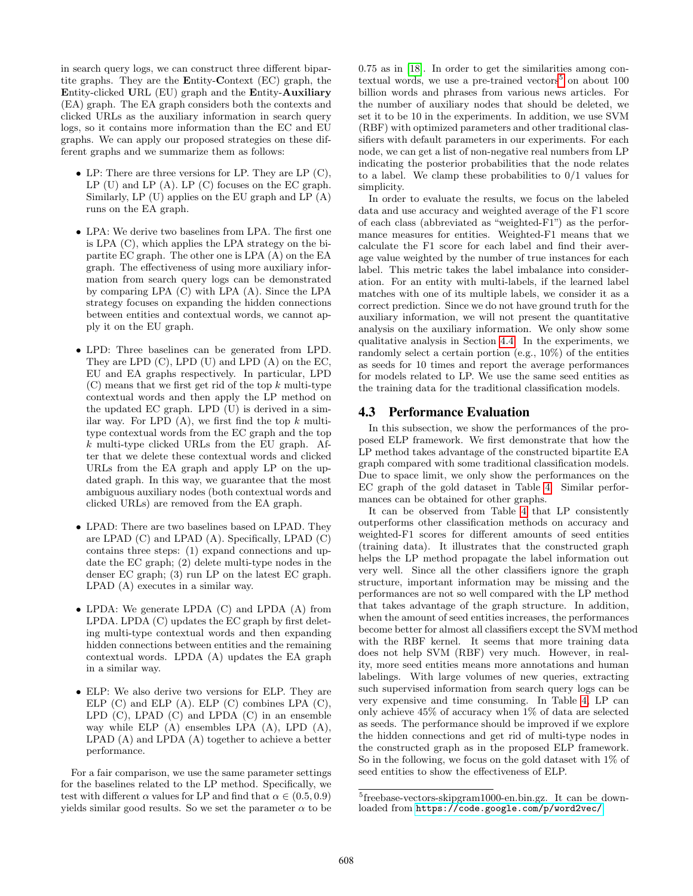in search query logs, we can construct three different bipartite graphs. They are the **E**ntity-**C**ontext (EC) graph, the **E**ntity-clicked **U**RL (EU) graph and the **E**ntity-**Auxiliary** (EA) graph. The EA graph considers both the contexts and clicked URLs as the auxiliary information in search query logs, so it contains more information than the EC and EU graphs. We can apply our proposed strategies on these different graphs and we summarize them as follows:

- LP: There are three versions for LP. They are LP (C), LP (U) and LP (A). LP (C) focuses on the EC graph. Similarly, LP (U) applies on the EU graph and LP (A) runs on the EA graph.
- LPA: We derive two baselines from LPA. The first one is LPA (C), which applies the LPA strategy on the bipartite EC graph. The other one is LPA (A) on the EA graph. The effectiveness of using more auxiliary information from search query logs can be demonstrated by comparing LPA (C) with LPA (A). Since the LPA strategy focuses on expanding the hidden connections between entities and contextual words, we cannot apply it on the EU graph.
- LPD: Three baselines can be generated from LPD. They are LPD (C), LPD (U) and LPD (A) on the EC, EU and EA graphs respectively. In particular, LPD (C) means that we first get rid of the top $k$ multi-type contextual words and then apply the LP method on the updated EC graph. LPD (U) is derived in a similar way. For LPD (A), we first find the top $k$ multi-type contextual words from the EC graph and the top $k$ multi-type clicked URLs from the EU graph. After that we delete these contextual words and clicked URLs from the EA graph and apply LP on the updated graph. In this way, we guarantee that the most ambiguous auxiliary nodes (both contextual words and clicked URLs) are removed from the EA graph.
- LPAD: There are two baselines based on LPAD. They are LPAD (C) and LPAD (A). Specifically, LPAD (C) contains three steps: (1) expand connections and update the EC graph; (2) delete multi-type nodes in the denser EC graph; (3) run LP on the latest EC graph. LPAD (A) executes in a similar way.
- LPDA: We generate LPDA (C) and LPDA (A) from LPDA. LPDA (C) updates the EC graph by first deleting multi-type contextual words and then expanding hidden connections between entities and the remaining contextual words. LPDA (A) updates the EA graph in a similar way.
- ELP: We also derive two versions for ELP. They are ELP (C) and ELP (A). ELP (C) combines LPA (C), LPD (C), LPAD (C) and LPDA (C) in an ensemble way while ELP (A) ensembles LPA (A), LPD (A), LPAD (A) and LPDA (A) together to achieve a better performance.

For a fair comparison, we use the same parameter settings for the baselines related to the LP method. Specifically, we test with different $\alpha$ values for LP and find that $\alpha \in (0.5, 0.9)$ yields similar good results. So we set the parameter $\alpha$ to be 0.75 as in [18]. In order to get the similarities among contextual words, we use a pre-trained vectors[5] on about 100 billion words and phrases from various news articles. For the number of auxiliary nodes that should be deleted, we set it to be 10 in the experiments. In addition, we use SVM (RBF) with optimized parameters and other traditional classifiers with default parameters in our experiments. For each node, we can get a list of non-negative real numbers from LP indicating the posterior probabilities that the node relates to a label. We clamp these probabilities to 0/1 values for simplicity.

In order to evaluate the results, we focus on the labeled data and use accuracy and weighted average of the F1 score of each class (abbreviated as "weighted-F1") as the performance measures for entities. Weighted-F1 means that we calculate the F1 score for each label and find their average value weighted by the number of true instances for each label. This metric takes the label imbalance into consideration. For an entity with multi-labels, if the learned label matches with one of its multiple labels, we consider it as a correct prediction. Since we do not have ground truth for the auxiliary information, we will not present the quantitative analysis on the auxiliary information. We only show some qualitative analysis in Section 4.4. In the experiments, we randomly select a certain portion (e.g., 10%) of the entities as seeds for 10 times and report the average performances for models related to LP. We use the same seed entities as the training data for the traditional classification models.

## 4.3 Performance Evaluation

In this subsection, we show the performances of the proposed ELP framework. We first demonstrate that how the LP method takes advantage of the constructed bipartite EA graph compared with some traditional classification models. Due to space limit, we only show the performances on the EC graph of the gold dataset in Table 4. Similar performances can be obtained for other graphs.

It can be observed from Table 4 that LP consistently outperforms other classification methods on accuracy and weighted-F1 scores for different amounts of seed entities (training data). It illustrates that the constructed graph helps the LP method propagate the label information out very well. Since all the other classifiers ignore the graph structure, important information may be missing and the performances are not so well compared with the LP method that takes advantage of the graph structure. In addition, when the amount of seed entities increases, the performances become better for almost all classifiers except the SVM method with the RBF kernel. It seems that more training data does not help SVM (RBF) very much. However, in reality, more seed entities means more annotations and human labelings. With large volumes of new queries, extracting such supervised information from search query logs can be very expensive and time consuming. In Table 4, LP can only achieve 45% of accuracy when 1% of data are selected as seeds. The performance should be improved if we explore the hidden connections and get rid of multi-type nodes in the constructed graph as in the proposed ELP framework. So in the following, we focus on the gold dataset with 1% of seed entities to show the effectiveness of ELP.

[5] freebase-vectors-skipgram1000-en.bin.gz. It can be downloaded from https://code.google.com/p/word2vec/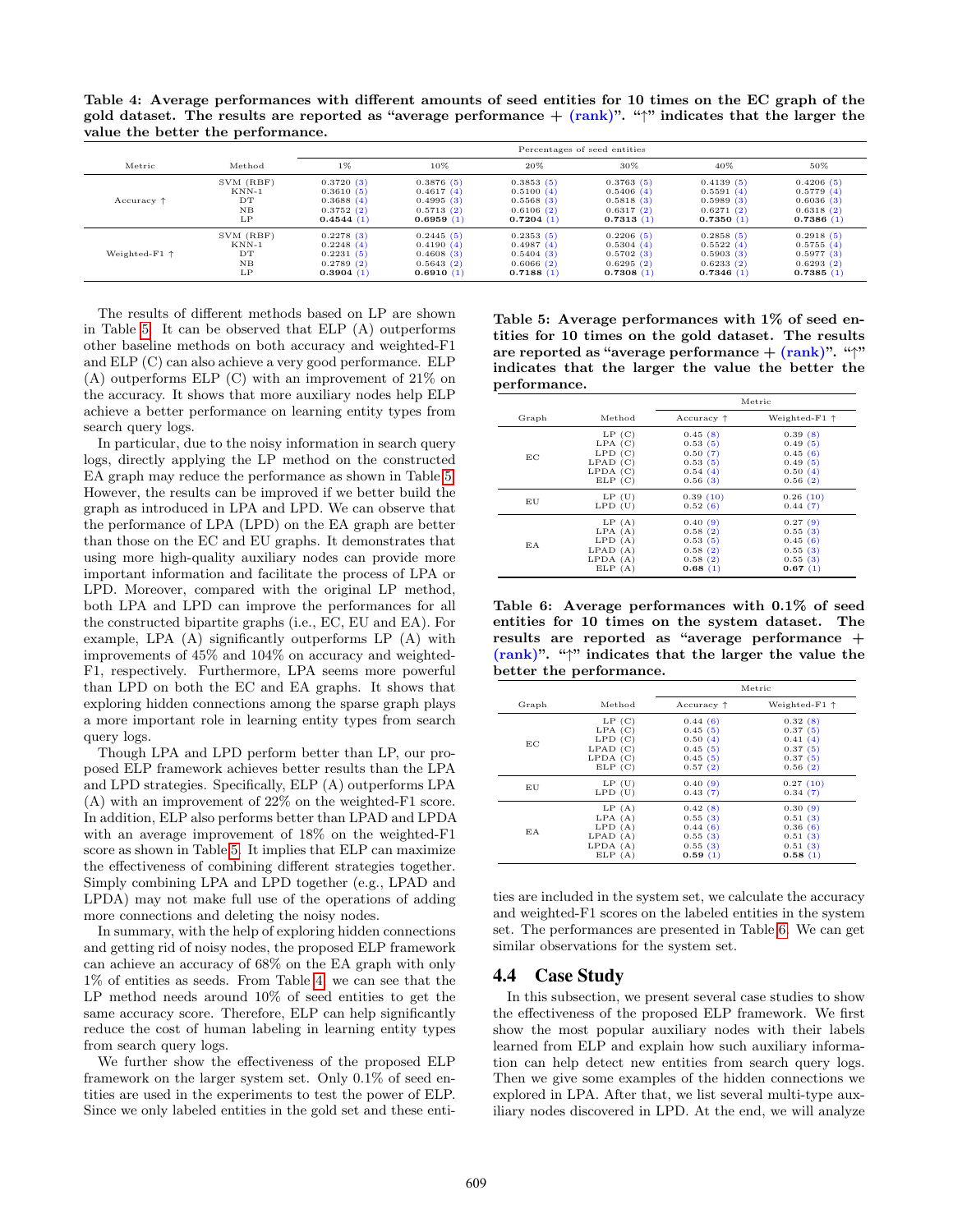**Table 4: Average performances with different amounts of seed entities for 10 times on the EC graph of the gold dataset. The results are reported as "average performance + (rank)". "↑" indicates that the larger the value the better the performance.**

| Metric | Method | Percentages of seed entities | | | | | |
|---|---|---|---|---|---|---|---|
| | | 1% | 10% | 20% | 30% | 40% | 50% |
| Accuracy ↑ | SVM (RBF) | 0.3720 (3) | 0.3876 (5) | 0.3853 (5) | 0.3763 (5) | 0.4139 (5) | 0.4206 (5) |
| | KNN-1 | 0.3610 (5) | 0.4617 (4) | 0.5100 (4) | 0.5406 (4) | 0.5591 (4) | 0.5779 (4) |
| | DT | 0.3688 (4) | 0.4995 (3) | 0.5568 (3) | 0.5818 (3) | 0.5989 (3) | 0.6036 (3) |
| | NB | 0.3752 (2) | 0.5713 (2) | 0.6106 (2) | 0.6317 (2) | 0.6271 (2) | 0.6318 (2) |
| | LP | **0.4544** (1) | **0.6959** (1) | **0.7204** (1) | **0.7313** (1) | **0.7350** (1) | **0.7386** (1) |
| Weighted-F1 ↑ | SVM (RBF) | 0.2278 (3) | 0.2445 (5) | 0.2353 (5) | 0.2206 (5) | 0.2858 (5) | 0.2918 (5) |
| | KNN-1 | 0.2248 (4) | 0.4190 (4) | 0.4987 (4) | 0.5304 (4) | 0.5522 (4) | 0.5755 (4) |
| | DT | 0.2231 (5) | 0.4608 (3) | 0.5404 (3) | 0.5702 (3) | 0.5903 (3) | 0.5977 (3) |
| | NB | 0.2789 (2) | 0.5643 (2) | 0.6066 (2) | 0.6295 (2) | 0.6233 (2) | 0.6293 (2) |
| | LP | **0.3904** (1) | **0.6910** (1) | **0.7188** (1) | **0.7308** (1) | **0.7346** (1) | **0.7385** (1) |

The results of different methods based on LP are shown in Table 5. It can be observed that ELP (A) outperforms other baseline methods on both accuracy and weighted-F1 and ELP (C) can also achieve a very good performance. ELP (A) outperforms ELP (C) with an improvement of 21% on the accuracy. It shows that more auxiliary nodes help ELP achieve a better performance on learning entity types from search query logs.

In particular, due to the noisy information in search query logs, directly applying the LP method on the constructed EA graph may reduce the performance as shown in Table 5. However, the results can be improved if we better build the graph as introduced in LPA and LPD. We can observe that the performance of LPA (LPD) on the EA graph are better than those on the EC and EU graphs. It demonstrates that using more high-quality auxiliary nodes can provide more important information and facilitate the process of LPA or LPD. Moreover, compared with the original LP method, both LPA and LPD can improve the performances for all the constructed bipartite graphs (i.e., EC, EU and EA). For example, LPA (A) significantly outperforms LP (A) with improvements of 45% and 104% on accuracy and weighted-F1, respectively. Furthermore, LPA seems more powerful than LPD on both the EC and EA graphs. It shows that exploring hidden connections among the sparse graph plays a more important role in learning entity types from search query logs.

Though LPA and LPD perform better than LP, our proposed ELP framework achieves better results than the LPA and LPD strategies. Specifically, ELP (A) outperforms LPA (A) with an improvement of 22% on the weighted-F1 score. In addition, ELP also performs better than LPAD and LPDA with an average improvement of 18% on the weighted-F1 score as shown in Table 5. It implies that ELP can maximize the effectiveness of combining different strategies together. Simply combining LPA and LPD together (e.g., LPAD and LPDA) may not make full use of the operations of adding more connections and deleting the noisy nodes.

In summary, with the help of exploring hidden connections and getting rid of noisy nodes, the proposed ELP framework can achieve an accuracy of 68% on the EA graph with only 1% of entities as seeds. From Table 4, we can see that the LP method needs around 10% of seed entities to get the same accuracy score. Therefore, ELP can help significantly reduce the cost of human labeling in learning entity types from search query logs.

We further show the effectiveness of the proposed ELP framework on the larger system set. Only 0.1% of seed entities are used in the experiments to test the power of ELP. Since we only labeled entities in the gold set and these entities are included in the system set, we calculate the accuracy and weighted-F1 scores on the labeled entities in the system set. The performances are presented in Table 6. We can get similar observations for the system set.

**Table 5: Average performances with 1% of seed entities for 10 times on the gold dataset. The results are reported as "average performance + (rank)". "↑" indicates that the larger the value the better the performance.**

| Graph | Method | Metric | |
|---|---|---|---|
| | | Accuracy ↑ | Weighted-F1 ↑ |
| EC | LP (C) | 0.45 (8) | 0.39 (8) |
| | LPA (C) | 0.53 (5) | 0.49 (5) |
| | LPD (C) | 0.50 (7) | 0.45 (6) |
| | LPAD (C) | 0.53 (5) | 0.49 (5) |
| | LPDA (C) | 0.54 (4) | 0.50 (4) |
| | ELP (C) | 0.56 (3) | 0.56 (2) |
| EU | LP (U) | 0.39 (10) | 0.26 (10) |
| | LPD (U) | 0.52 (6) | 0.44 (7) |
| EA | LP (A) | 0.40 (9) | 0.27 (9) |
| | LPA (A) | 0.58 (2) | 0.55 (3) |
| | LPD (A) | 0.53 (5) | 0.45 (6) |
| | LPAD (A) | 0.58 (2) | 0.55 (3) |
| | LPDA (A) | 0.58 (2) | 0.55 (3) |
| | ELP (A) | **0.68** (1) | **0.67** (1) |

**Table 6: Average performances with 0.1% of seed entities for 10 times on the system dataset. The results are reported as "average performance + (rank)". "↑" indicates that the larger the value the better the performance.**

| Graph | Method | Metric | |
|---|---|---|---|
| | | Accuracy ↑ | Weighted-F1 ↑ |
| EC | LP (C) | 0.44 (6) | 0.32 (8) |
| | LPA (C) | 0.45 (5) | 0.37 (5) |
| | LPD (C) | 0.50 (4) | 0.41 (4) |
| | LPAD (C) | 0.45 (5) | 0.37 (5) |
| | LPDA (C) | 0.45 (5) | 0.37 (5) |
| | ELP (C) | 0.57 (2) | 0.56 (2) |
| EU | LP (U) | 0.40 (9) | 0.27 (10) |
| | LPD (U) | 0.43 (7) | 0.34 (7) |
| EA | LP (A) | 0.42 (8) | 0.30 (9) |
| | LPA (A) | 0.55 (3) | 0.51 (3) |
| | LPD (A) | 0.44 (6) | 0.36 (6) |
| | LPAD (A) | 0.55 (3) | 0.51 (3) |
| | LPDA (A) | 0.55 (3) | 0.51 (3) |
| | ELP (A) | **0.59** (1) | **0.58** (1) |

## 4.4 Case Study

In this subsection, we present several case studies to show the effectiveness of the proposed ELP framework. We first show the most popular auxiliary nodes with their labels learned from ELP and explain how such auxiliary information can help detect new entities from search query logs. Then we give some examples of the hidden connections we explored in LPA. After that, we list several multi-type auxiliary nodes discovered in LPD. At the end, we will analyze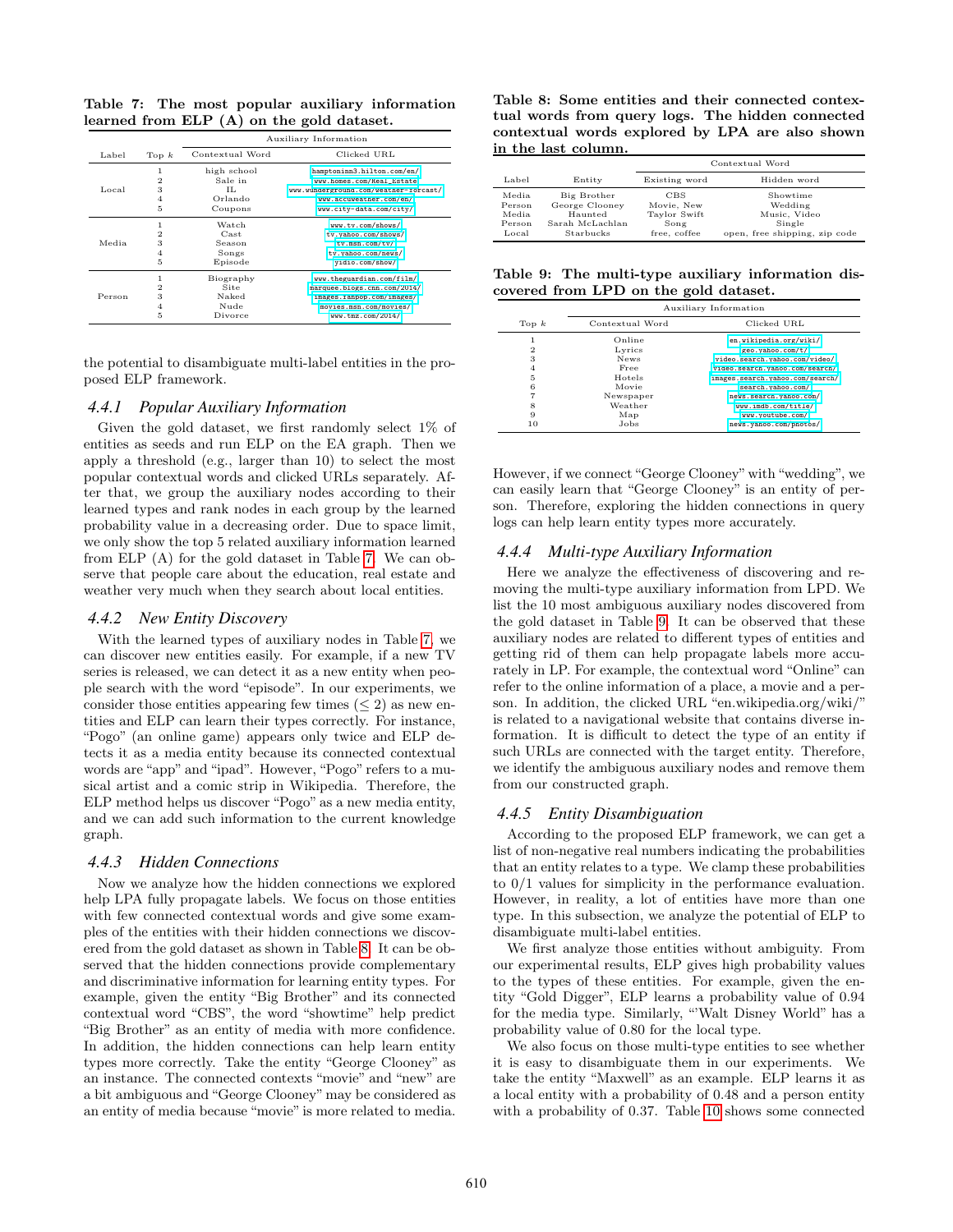**Table 7: The most popular auxiliary information learned from ELP (A) on the gold dataset.**

| Label | Top $k$ | Auxiliary Information | |
|---|---|---|---|
| | | Contextual Word | Clicked URL |
| Local | 1 | high school | hamptoninn3.hilton.com/en/ |
| | 2 | Sale in | www.homes.com/Real_Estate |
| | 3 | IL | www.wunderground.com/weather-forcast/ |
| | 4 | Orlando | www.accuweather.com/en/ |
| | 5 | Coupons | www.city-data.com/city/ |
| Media | 1 | Watch | www.tv.com/shows/ |
| | 2 | Cast | tv.yahoo.com/shows/ |
| | 3 | Season | tv.msn.com/tv/ |
| | 4 | Songs | tv.yahoo.com/news/ |
| | 5 | Episode | yidio.com/show/ |
| Person | 1 | Biography | www.theguardian.com/film/ |
| | 2 | Site | marquee.blogs.cnn.com/2014/ |
| | 3 | Naked | images.ranpop.com/images/ |
| | 4 | Nude | movies.msn.com/movies/ |
| | 5 | Divorce | www.tmz.com/2014/ |

the potential to disambiguate multi-label entities in the proposed ELP framework.

### 4.4.1 Popular Auxiliary Information

Given the gold dataset, we first randomly select 1% of entities as seeds and run ELP on the EA graph. Then we apply a threshold (e.g., larger than 10) to select the most popular contextual words and clicked URLs separately. After that, we group the auxiliary nodes according to their learned types and rank nodes in each group by the learned probability value in a decreasing order. Due to space limit, we only show the top 5 related auxiliary information learned from ELP (A) for the gold dataset in Table 7. We can observe that people care about the education, real estate and weather very much when they search about local entities.

### 4.4.2 New Entity Discovery

With the learned types of auxiliary nodes in Table 7, we can discover new entities easily. For example, if a new TV series is released, we can detect it as a new entity when people search with the word "episode". In our experiments, we consider those entities appearing few times ($\leq 2$) as new entities and ELP can learn their types correctly. For instance, "Pogo" (an online game) appears only twice and ELP detects it as a media entity because its connected contextual words are "app" and "ipad". However, "Pogo" refers to a musical artist and a comic strip in Wikipedia. Therefore, the ELP method helps us discover "Pogo" as a new media entity, and we can add such information to the current knowledge graph.

### 4.4.3 Hidden Connections

Now we analyze how the hidden connections we explored help LPA fully propagate labels. We focus on those entities with few connected contextual words and give some examples of the entities with their hidden connections we discovered from the gold dataset as shown in Table 8. It can be observed that the hidden connections provide complementary and discriminative information for learning entity types. For example, given the entity "Big Brother" and its connected contextual word "CBS", the word "showtime" help predict "Big Brother" as an entity of media with more confidence. In addition, the hidden connections can help learn entity types more correctly. Take the entity "George Clooney" as an instance. The connected contexts "movie" and "new" are a bit ambiguous and "George Clooney" may be considered as an entity of media because "movie" is more related to media.

**Table 8: Some entities and their connected contextual words from query logs. The hidden connected contextual words explored by LPA are also shown in the last column.**

| Label | Entity | Contextual Word | |
|---|---|---|---|
| | | Existing word | Hidden word |
| Media | Big Brother | CBS | Showtime |
| Person | George Clooney | Movie, New | Wedding |
| Media | Haunted | Taylor Swift | Music, Video |
| Person | Sarah McLachlan | Song | Single |
| Local | Starbucks | free, coffee | open, free shipping, zip code |

**Table 9: The multi-type auxiliary information discovered from LPD on the gold dataset.**

| Top $k$ | Auxiliary Information | |
|---|---|---|
| | Contextual Word | Clicked URL |
| 1 | Online | en.wikipedia.org/wiki/ |
| 2 | Lyrics | geo.yahoo.com/t/ |
| 3 | News | video.search.yahoo.com/video/ |
| 4 | Free | video.search.yahoo.com/search/ |
| 5 | Hotels | images.search.yahoo.com/search/ |
| 6 | Movie | search.yahoo.com/ |
| 7 | Newspaper | news.search.yahoo.com/ |
| 8 | Weather | www.imdb.com/title/ |
| 9 | Map | www.youtube.com/ |
| 10 | Jobs | news.yahoo.com/photos/ |

However, if we connect "George Clooney" with "wedding", we can easily learn that "George Clooney" is an entity of person. Therefore, exploring the hidden connections in query logs can help learn entity types more accurately.

### 4.4.4 Multi-type Auxiliary Information

Here we analyze the effectiveness of discovering and removing the multi-type auxiliary information from LPD. We list the 10 most ambiguous auxiliary nodes discovered from the gold dataset in Table 9. It can be observed that these auxiliary nodes are related to different types of entities and getting rid of them can help propagate labels more accurately in LP. For example, the contextual word "Online" can refer to the online information of a place, a movie and a person. In addition, the clicked URL "en.wikipedia.org/wiki/" is related to a navigational website that contains diverse information. It is difficult to detect the type of an entity if such URLs are connected with the target entity. Therefore, we identify the ambiguous auxiliary nodes and remove them from our constructed graph.

### 4.4.5 Entity Disambiguation

According to the proposed ELP framework, we can get a list of non-negative real numbers indicating the probabilities that an entity relates to a type. We clamp these probabilities to 0/1 values for simplicity in the performance evaluation. However, in reality, a lot of entities have more than one type. In this subsection, we analyze the potential of ELP to disambiguate multi-label entities.

We first analyze those entities without ambiguity. From our experimental results, ELP gives high probability values to the types of these entities. For example, given the entity "Gold Digger", ELP learns a probability value of 0.94 for the media type. Similarly, "'Walt Disney World" has a probability value of 0.80 for the local type.

We also focus on those multi-type entities to see whether it is easy to disambiguate them in our experiments. We take the entity "Maxwell" as an example. ELP learns it as a local entity with a probability of 0.48 and a person entity with a probability of 0.37. Table 10 shows some connected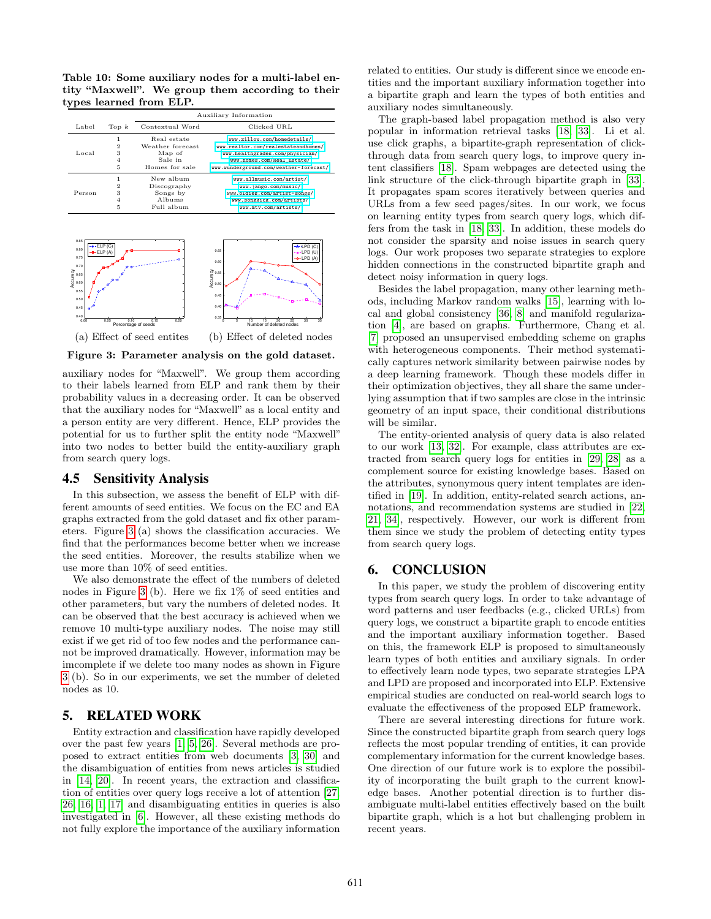**Table 10: Some auxiliary nodes for a multi-label entity "Maxwell". We group them according to their types learned from ELP.**

| Label | Top $k$ | Auxiliary Information | |
|---|---|---|---|
| | | Contextual Word | Clicked URL |
| Local | 1 | Real estate | www.zillow.com/homedetails/ |
| | 2 | Weather forecast | www.realtor.com/realestateandhomes/ |
| | 3 | Map of | www.healthgrades.com/physician/ |
| | 4 | Sale in | www.homes.com/Real_Estate/ |
| | 5 | Homes for sale | www.wunderground.com/weather-forecast/ |
| Person | 1 | New album | www.allmusic.com/artist/ |
| | 2 | Discography | www.jango.com/music/ |
| | 3 | Songs by | www.oldies.com/artist-songs/ |
| | 4 | Albums | www.songkick.com/artists/ |
| | 5 | Full album | www.mtv.com/artists/ |

(a) Effect of seed entites (b) Effect of deleted nodes

**Figure 3: Parameter analysis on the gold dataset.**

auxiliary nodes for "Maxwell". We group them according to their labels learned from ELP and rank them by their probability values in a decreasing order. It can be observed that the auxiliary nodes for "Maxwell" as a local entity and a person entity are very different. Hence, ELP provides the potential for us to further split the entity node "Maxwell" into two nodes to better build the entity-auxiliary graph from search query logs.

## 4.5 Sensitivity Analysis

In this subsection, we assess the benefit of ELP with different amounts of seed entities. We focus on the EC and EA graphs extracted from the gold dataset and fix other parameters. Figure 3 (a) shows the classification accuracies. We find that the performances become better when we increase the seed entities. Moreover, the results stabilize when we use more than 10% of seed entities.

We also demonstrate the effect of the numbers of deleted nodes in Figure 3 (b). Here we fix 1% of seed entities and other parameters, but vary the numbers of deleted nodes. It can be observed that the best accuracy is achieved when we remove 10 multi-type auxiliary nodes. The noise may still exist if we get rid of too few nodes and the performance cannot be improved dramatically. However, information may be imcomplete if we delete too many nodes as shown in Figure 3 (b). So in our experiments, we set the number of deleted nodes as 10.

# 5. RELATED WORK

Entity extraction and classification have rapidly developed over the past few years [1, 5, 26]. Several methods are proposed to extract entities from web documents [3, 30] and the disambiguation of entities from news articles is studied in [14, 20]. In recent years, the extraction and classification of entities over query logs receive a lot of attention [27, 26, 16, 1, 17] and disambiguating entities in queries is also investigated in [6]. However, all these existing methods do not fully explore the importance of the auxiliary information related to entities. Our study is different since we encode entities and the important auxiliary information together into a bipartite graph and learn the types of both entities and auxiliary nodes simultaneously.

The graph-based label propagation method is also very popular in information retrieval tasks [18, 33]. Li et al. use click graphs, a bipartite-graph representation of click-through data from search query logs, to improve query intent classifiers [18]. Spam webpages are detected using the link structure of the click-through bipartite graph in [33]. It propagates spam scores iteratively between queries and URLs from a few seed pages/sites. In our work, we focus on learning entity types from search query logs, which differs from the task in [18, 33]. In addition, these models do not consider the sparsity and noise issues in search query logs. Our work proposes two separate strategies to explore hidden connections in the constructed bipartite graph and detect noisy information in query logs.

Besides the label propagation, many other learning methods, including Markov random walks [15], learning with local and global consistency [36, 8] and manifold regularization [4], are based on graphs. Furthermore, Chang et al. [7] proposed an unsupervised embedding scheme on graphs with heterogeneous components. Their method systematically captures network similarity between pairwise nodes by a deep learning framework. Though these models differ in their optimization objectives, they all share the same underlying assumption that if two samples are close in the intrinsic geometry of an input space, their conditional distributions will be similar.

The entity-oriented analysis of query data is also related to our work [13, 32]. For example, class attributes are extracted from search query logs for entities in [29, 28] as a complement source for existing knowledge bases. Based on the attributes, synonymous query intent templates are identified in [19]. In addition, entity-related search actions, annotations, and recommendation systems are studied in [22, 21, 34], respectively. However, our work is different from them since we study the problem of detecting entity types from search query logs.

# 6. CONCLUSION

In this paper, we study the problem of discovering entity types from search query logs. In order to take advantage of word patterns and user feedbacks (e.g., clicked URLs) from query logs, we construct a bipartite graph to encode entities and the important auxiliary information together. Based on this, the framework ELP is proposed to simultaneously learn types of both entities and auxiliary signals. In order to effectively learn node types, two separate strategies LPA and LPD are proposed and incorporated into ELP. Extensive empirical studies are conducted on real-world search logs to evaluate the effectiveness of the proposed ELP framework.

There are several interesting directions for future work. Since the constructed bipartite graph from search query logs reflects the most popular trending of entities, it can provide complementary information for the current knowledge bases. One direction of our future work is to explore the possibility of incorporating the built graph to the current knowledge bases. Another potential direction is to further disambiguate multi-label entities effectively based on the built bipartite graph, which is a hot but challenging problem in recent years.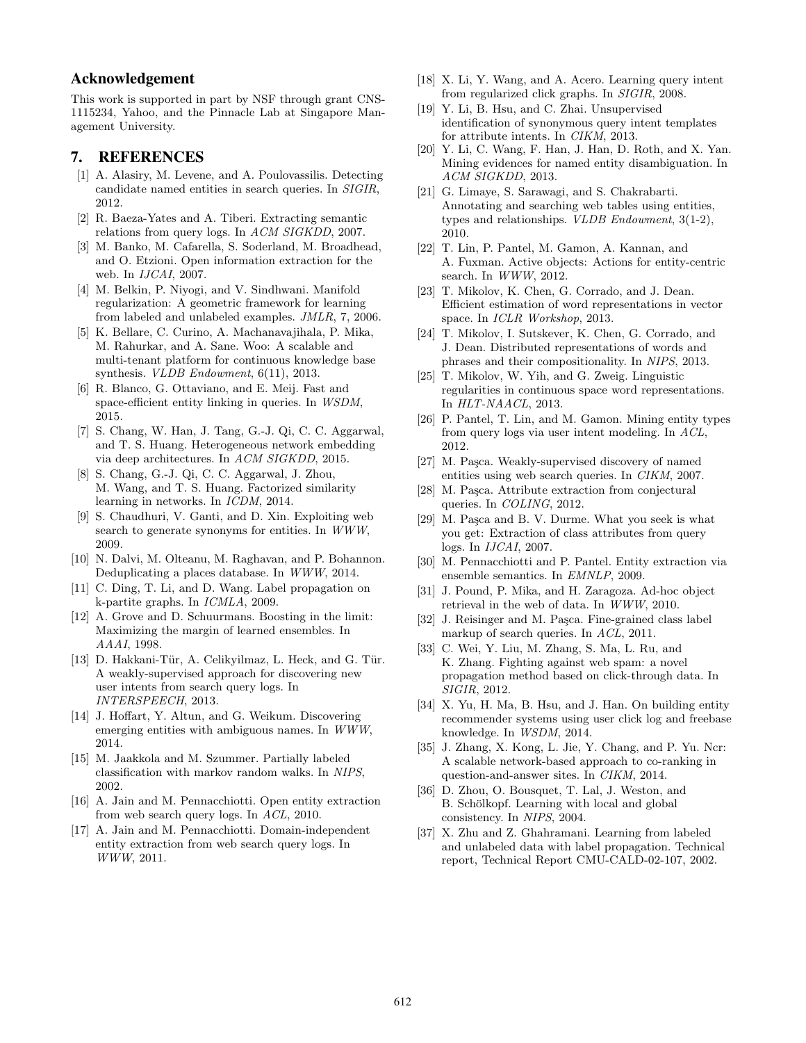## Acknowledgement

This work is supported in part by NSF through grant CNS-1115234, Yahoo, and the Pinnacle Lab at Singapore Management University.

## 7. REFERENCES

[1] A. Alasiry, M. Levene, and A. Poulovassilis. Detecting candidate named entities in search queries. In *SIGIR*, 2012.

[2] R. Baeza-Yates and A. Tiberi. Extracting semantic relations from query logs. In *ACM SIGKDD*, 2007.

[3] M. Banko, M. Cafarella, S. Soderland, M. Broadhead, and O. Etzioni. Open information extraction for the web. In *IJCAI*, 2007.

[4] M. Belkin, P. Niyogi, and V. Sindhwani. Manifold regularization: A geometric framework for learning from labeled and unlabeled examples. *JMLR*, 7, 2006.

[5] K. Bellare, C. Curino, A. Machanavajihala, P. Mika, M. Rahurkar, and A. Sane. Woo: A scalable and multi-tenant platform for continuous knowledge base synthesis. *VLDB Endowment*, 6(11), 2013.

[6] R. Blanco, G. Ottaviano, and E. Meij. Fast and space-efficient entity linking in queries. In *WSDM*, 2015.

[7] S. Chang, W. Han, J. Tang, G.-J. Qi, C. C. Aggarwal, and T. S. Huang. Heterogeneous network embedding via deep architectures. In *ACM SIGKDD*, 2015.

[8] S. Chang, G.-J. Qi, C. C. Aggarwal, J. Zhou, M. Wang, and T. S. Huang. Factorized similarity learning in networks. In *ICDM*, 2014.

[9] S. Chaudhuri, V. Ganti, and D. Xin. Exploiting web search to generate synonyms for entities. In *WWW*, 2009.

[10] N. Dalvi, M. Olteanu, M. Raghavan, and P. Bohannon. Deduplicating a places database. In *WWW*, 2014.

[11] C. Ding, T. Li, and D. Wang. Label propagation on k-partite graphs. In *ICMLA*, 2009.

[12] A. Grove and D. Schuurmans. Boosting in the limit: Maximizing the margin of learned ensembles. In *AAAI*, 1998.

[13] D. Hakkani-Tür, A. Celikyilmaz, L. Heck, and G. Tür. A weakly-supervised approach for discovering new user intents from search query logs. In *INTERSPEECH*, 2013.

[14] J. Hoffart, Y. Altun, and G. Weikum. Discovering emerging entities with ambiguous names. In *WWW*, 2014.

[15] M. Jaakkola and M. Szummer. Partially labeled classification with markov random walks. In *NIPS*, 2002.

[16] A. Jain and M. Pennacchiotti. Open entity extraction from web search query logs. In *ACL*, 2010.

[17] A. Jain and M. Pennacchiotti. Domain-independent entity extraction from web search query logs. In *WWW*, 2011.

[18] X. Li, Y. Wang, and A. Acero. Learning query intent from regularized click graphs. In *SIGIR*, 2008.

[19] Y. Li, B. Hsu, and C. Zhai. Unsupervised identification of synonymous query intent templates for attribute intents. In *CIKM*, 2013.

[20] Y. Li, C. Wang, F. Han, J. Han, D. Roth, and X. Yan. Mining evidences for named entity disambiguation. In *ACM SIGKDD*, 2013.

[21] G. Limaye, S. Sarawagi, and S. Chakrabarti. Annotating and searching web tables using entities, types and relationships. *VLDB Endowment*, 3(1-2), 2010.

[22] T. Lin, P. Pantel, M. Gamon, A. Kannan, and A. Fuxman. Active objects: Actions for entity-centric search. In *WWW*, 2012.

[23] T. Mikolov, K. Chen, G. Corrado, and J. Dean. Efficient estimation of word representations in vector space. In *ICLR Workshop*, 2013.

[24] T. Mikolov, I. Sutskever, K. Chen, G. Corrado, and J. Dean. Distributed representations of words and phrases and their compositionality. In *NIPS*, 2013.

[25] T. Mikolov, W. Yih, and G. Zweig. Linguistic regularities in continuous space word representations. In *HLT-NAACL*, 2013.

[26] P. Pantel, T. Lin, and M. Gamon. Mining entity types from query logs via user intent modeling. In *ACL*, 2012.

[27] M. Paşca. Weakly-supervised discovery of named entities using web search queries. In *CIKM*, 2007.

[28] M. Paşca. Attribute extraction from conjectural queries. In *COLING*, 2012.

[29] M. Paşca and B. V. Durme. What you seek is what you get: Extraction of class attributes from query logs. In *IJCAI*, 2007.

[30] M. Pennacchiotti and P. Pantel. Entity extraction via ensemble semantics. In *EMNLP*, 2009.

[31] J. Pound, P. Mika, and H. Zaragoza. Ad-hoc object retrieval in the web of data. In *WWW*, 2010.

[32] J. Reisinger and M. Paşca. Fine-grained class label markup of search queries. In *ACL*, 2011.

[33] C. Wei, Y. Liu, M. Zhang, S. Ma, L. Ru, and K. Zhang. Fighting against web spam: a novel propagation method based on click-through data. In *SIGIR*, 2012.

[34] X. Yu, H. Ma, B. Hsu, and J. Han. On building entity recommender systems using user click log and freebase knowledge. In *WSDM*, 2014.

[35] J. Zhang, X. Kong, L. Jie, Y. Chang, and P. Yu. Ncr: A scalable network-based approach to co-ranking in question-and-answer sites. In *CIKM*, 2014.

[36] D. Zhou, O. Bousquet, T. Lal, J. Weston, and B. Schölkopf. Learning with local and global consistency. In *NIPS*, 2004.

[37] X. Zhu and Z. Ghahramani. Learning from labeled and unlabeled data with label propagation. Technical report, Technical Report CMU-CALD-02-107, 2002.